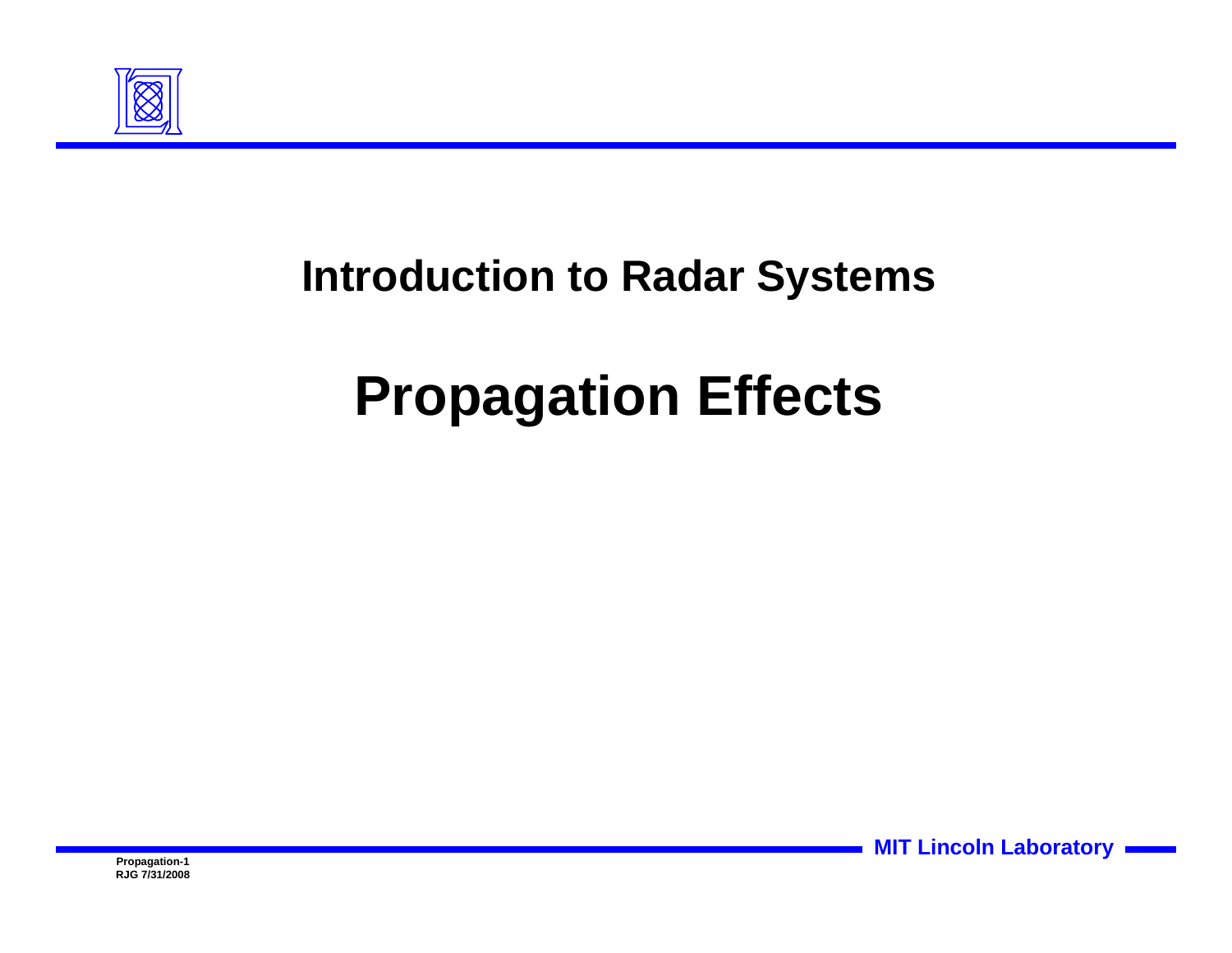# Introduction to Radar Systems

# Propagation Effects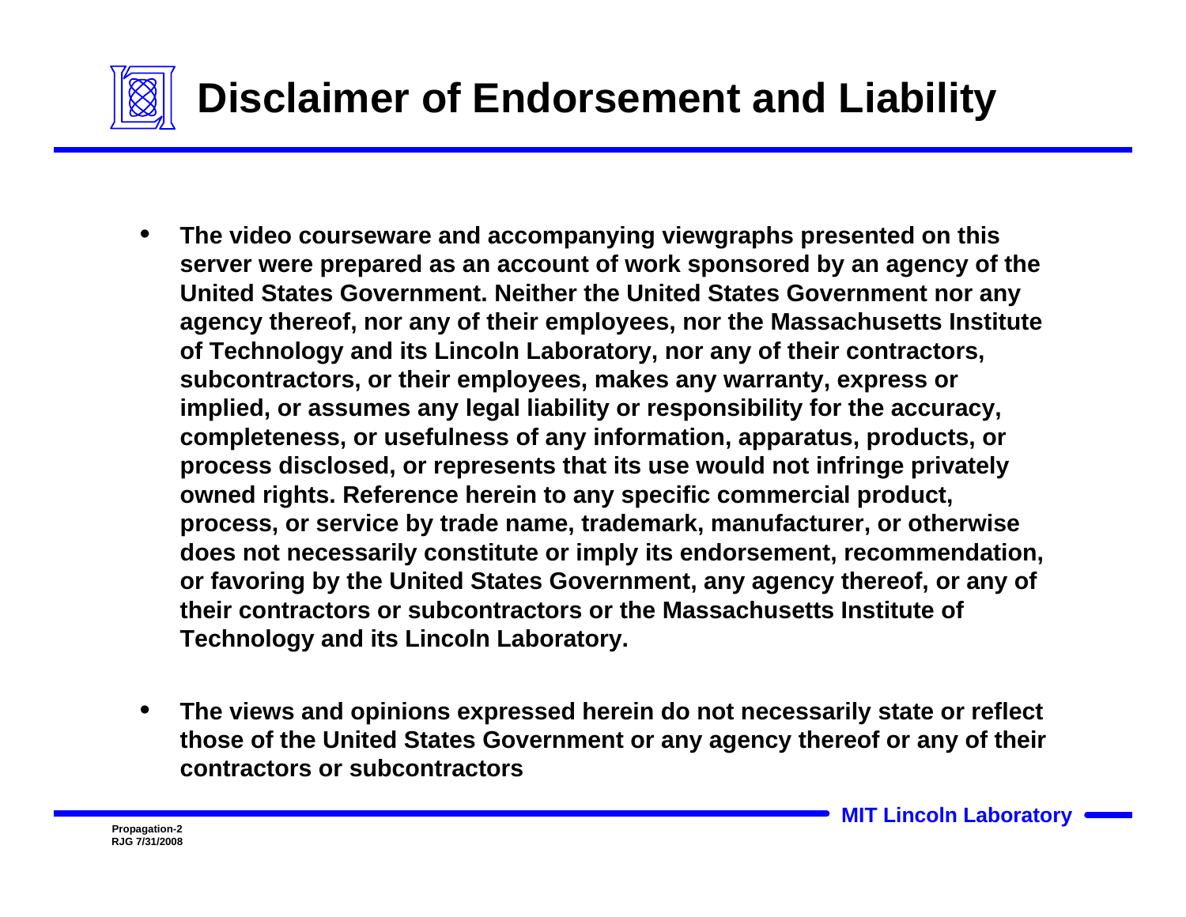# Disclaimer of Endorsement and Liability

- **The video courseware and accompanying viewgraphs presented on this server were prepared as an account of work sponsored by an agency of the United States Government. Neither the United States Government nor any agency thereof, nor any of their employees, nor the Massachusetts Institute of Technology and its Lincoln Laboratory, nor any of their contractors, subcontractors, or their employees, makes any warranty, express or implied, or assumes any legal liability or responsibility for the accuracy, completeness, or usefulness of any information, apparatus, products, or process disclosed, or represents that its use would not infringe privately owned rights. Reference herein to any specific commercial product, process, or service by trade name, trademark, manufacturer, or otherwise does not necessarily constitute or imply its endorsement, recommendation, or favoring by the United States Government, any agency thereof, or any of their contractors or subcontractors or the Massachusetts Institute of Technology and its Lincoln Laboratory.**

- **The views and opinions expressed herein do not necessarily state or reflect those of the United States Government or any agency thereof or any of their contractors or subcontractors**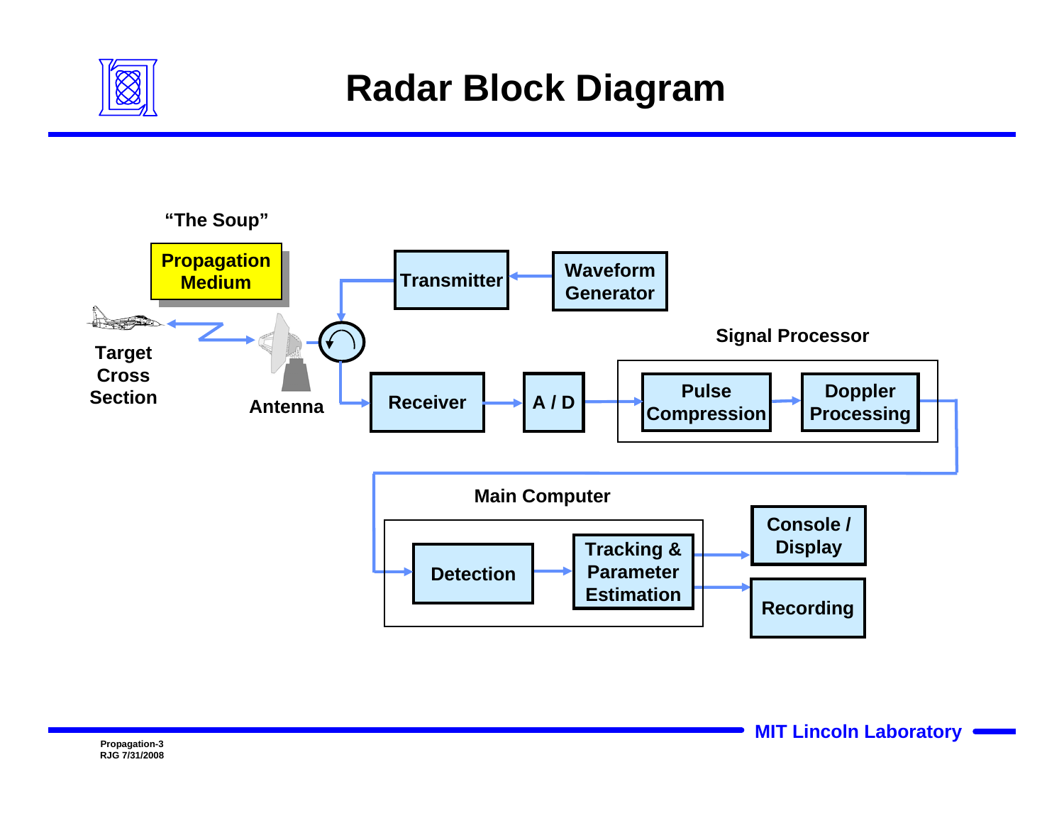# Radar Block Diagram

"The Soup"

Propagation Medium

Transmitter

Waveform Generator

Target Cross Section

Antenna

Signal Processor

Receiver

A / D

Pulse Compression

Doppler Processing

Main Computer

Detection

Tracking & Parameter Estimation

Console / Display

Recording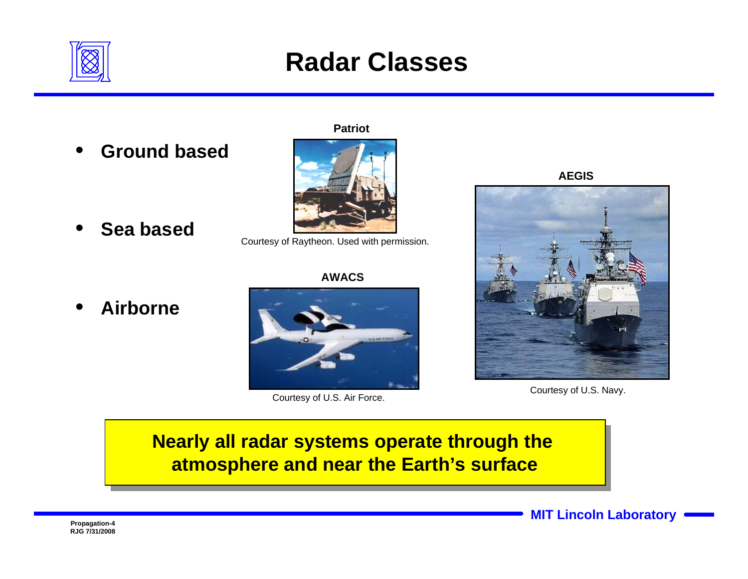# Radar Classes

- **Ground based**
- **Sea based**
- **Airborne**

**Patriot**

Courtesy of Raytheon. Used with permission.

**AWACS**

Courtesy of U.S. Air Force.

**AEGIS**

Courtesy of U.S. Navy.

**Nearly all radar systems operate through the atmosphere and near the Earth's surface**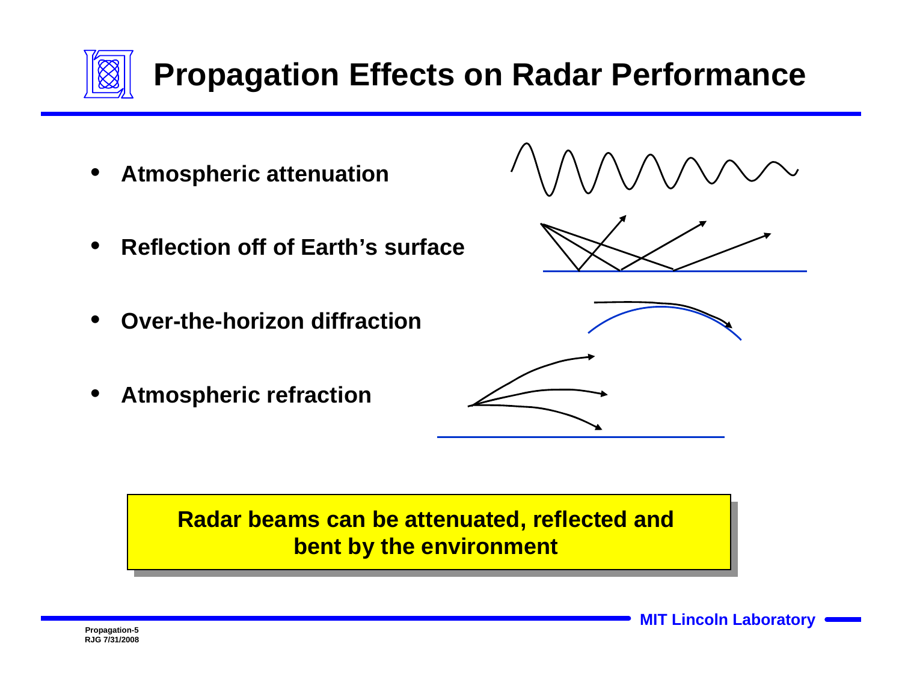# Propagation Effects on Radar Performance

- **Atmospheric attenuation**
- **Reflection off of Earth's surface**
- **Over-the-horizon diffraction**
- **Atmospheric refraction**

**Radar beams can be attenuated, reflected and bent by the environment**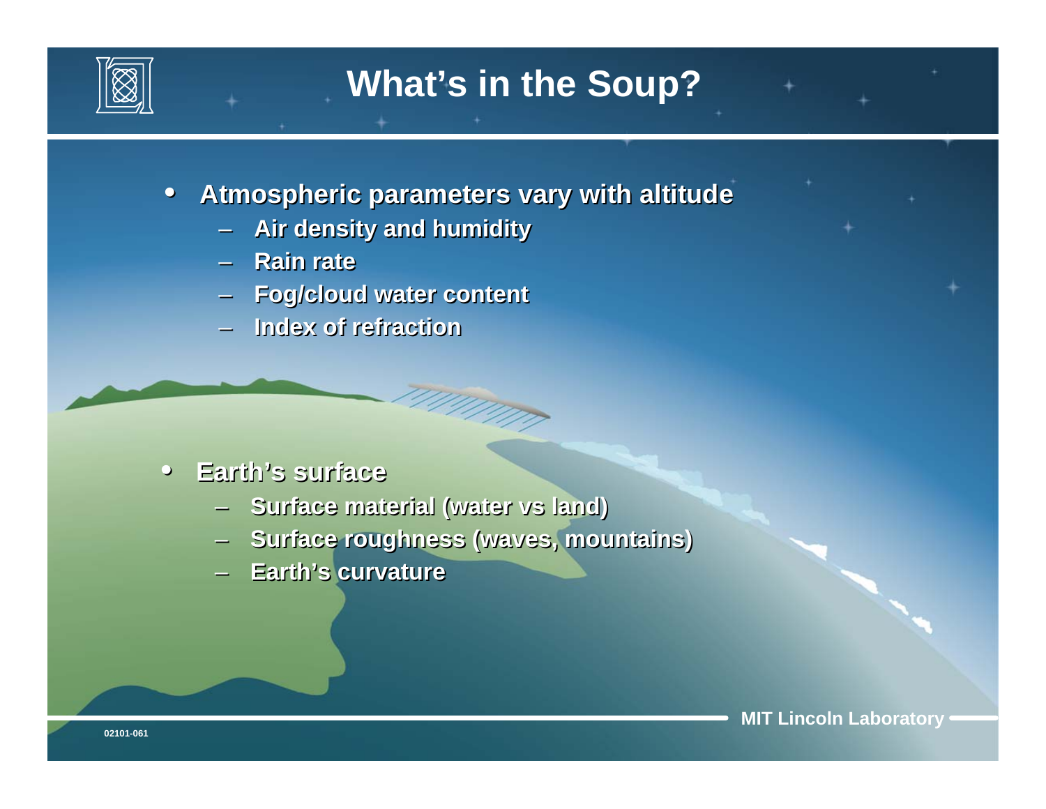# What's in the Soup?

- **Atmospheric parameters vary with altitude**
  - Air density and humidity
  - Rain rate
  - Fog/cloud water content
  - Index of refraction

- **Earth's surface**
  - Surface material (water vs land)
  - Surface roughness (waves, mountains)
  - Earth's curvature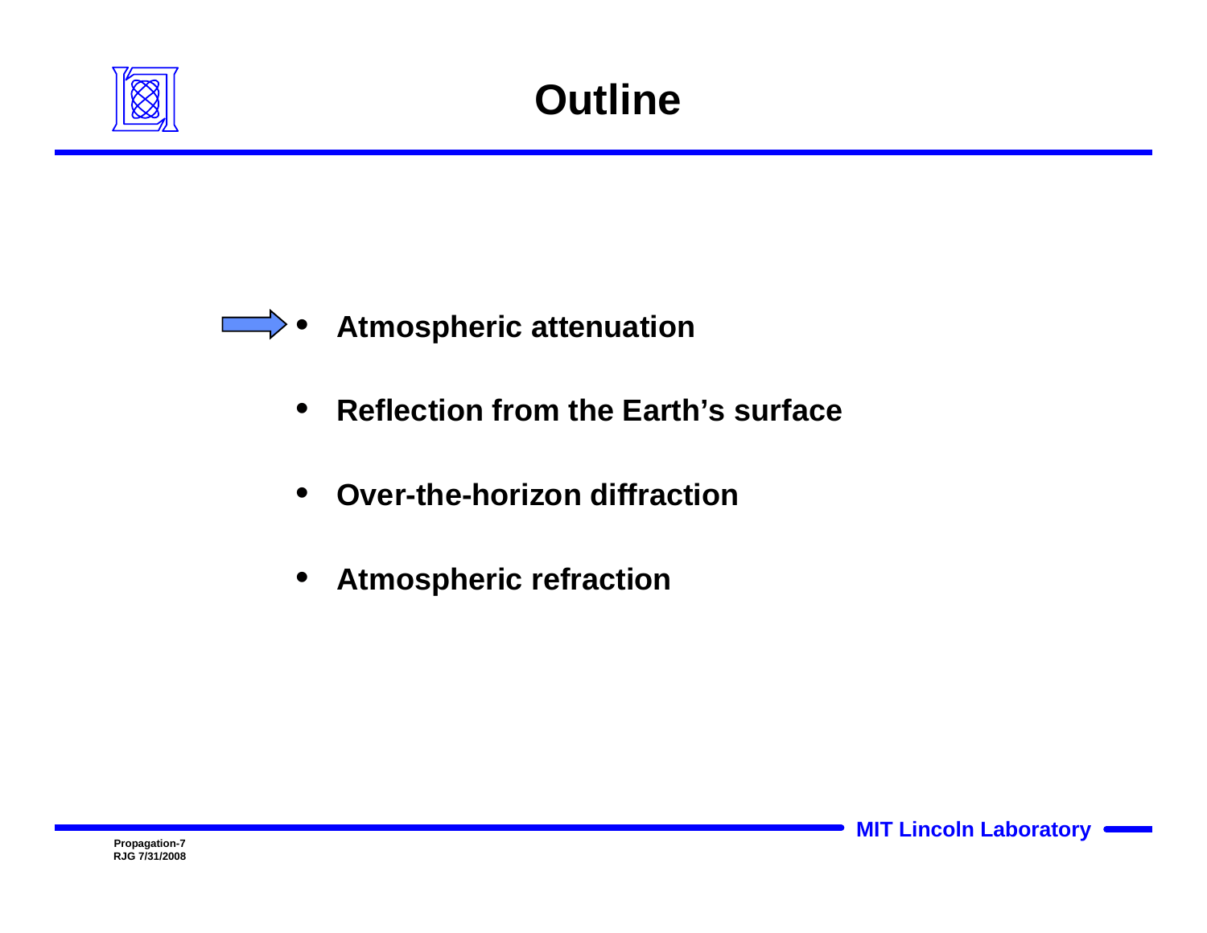# Outline

- **Atmospheric attenuation**
- **Reflection from the Earth's surface**
- **Over-the-horizon diffraction**
- **Atmospheric refraction**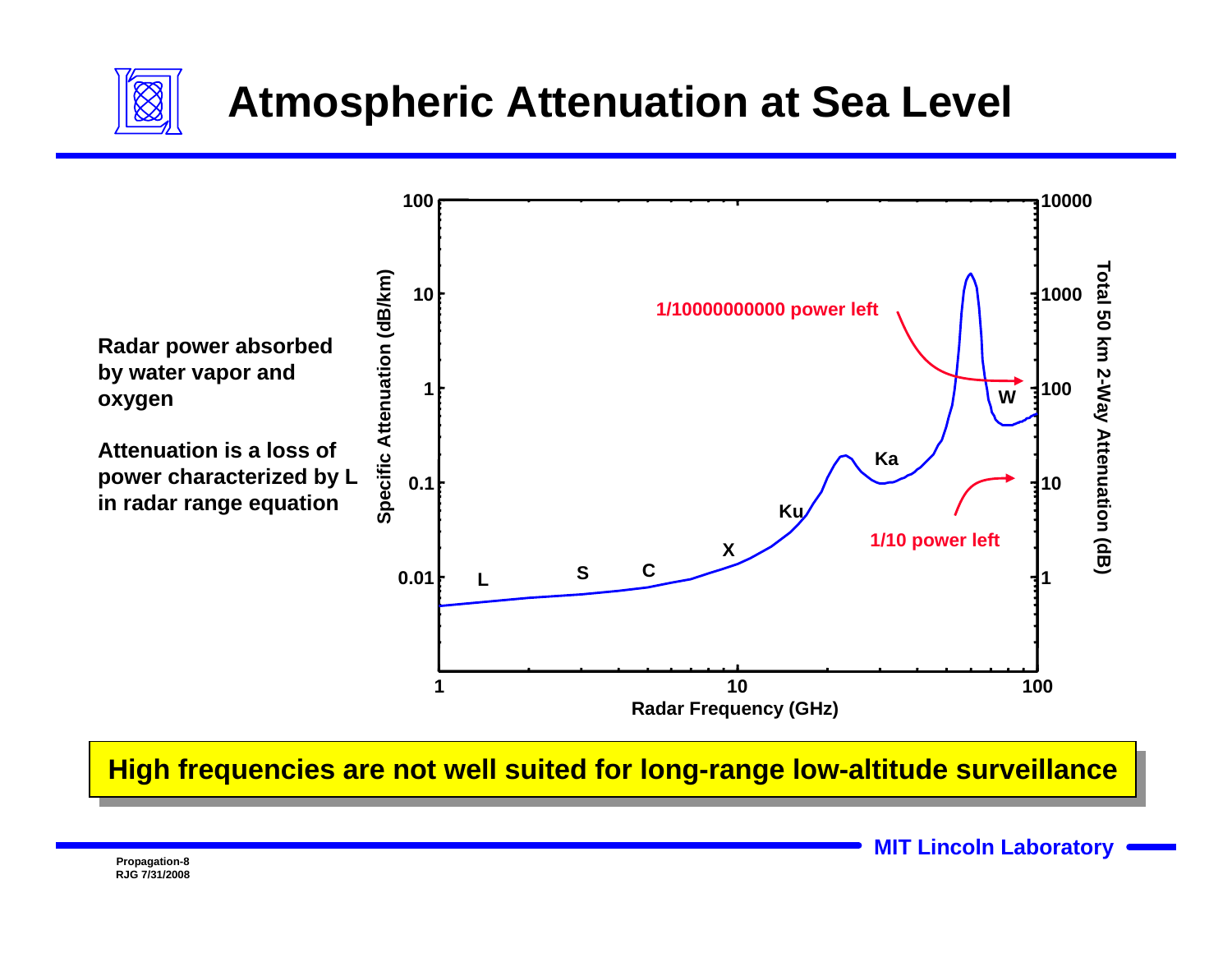# Atmospheric Attenuation at Sea Level

**Radar power absorbed by water vapor and oxygen**

**Attenuation is a loss of power characterized by L in radar range equation**

Specific Attenuation (dB/km) | Total 50 km 2-Way Attenuation (dB) | Radar Frequency (GHz)

L, S, C, X, Ku, Ka, W

1/10000000000 power left

1/10 power left

**High frequencies are not well suited for long-range low-altitude surveillance**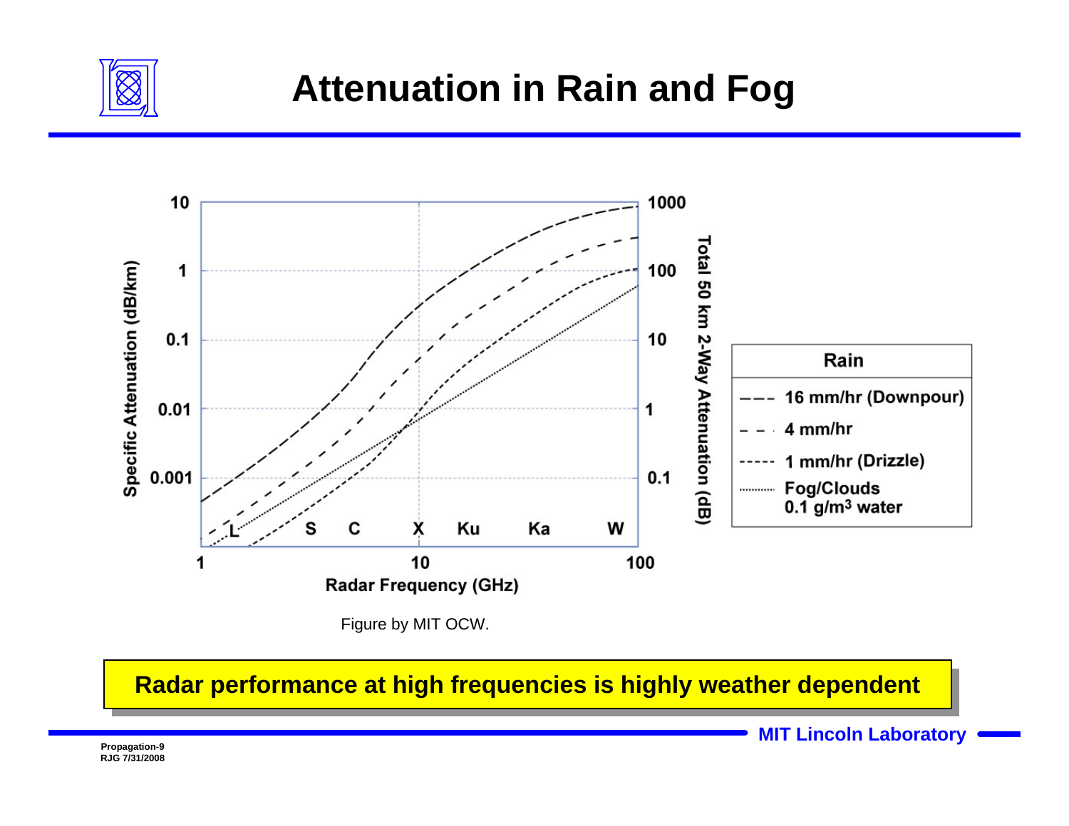# Attenuation in Rain and Fog

Figure by MIT OCW.

**Radar performance at high frequencies is highly weather dependent**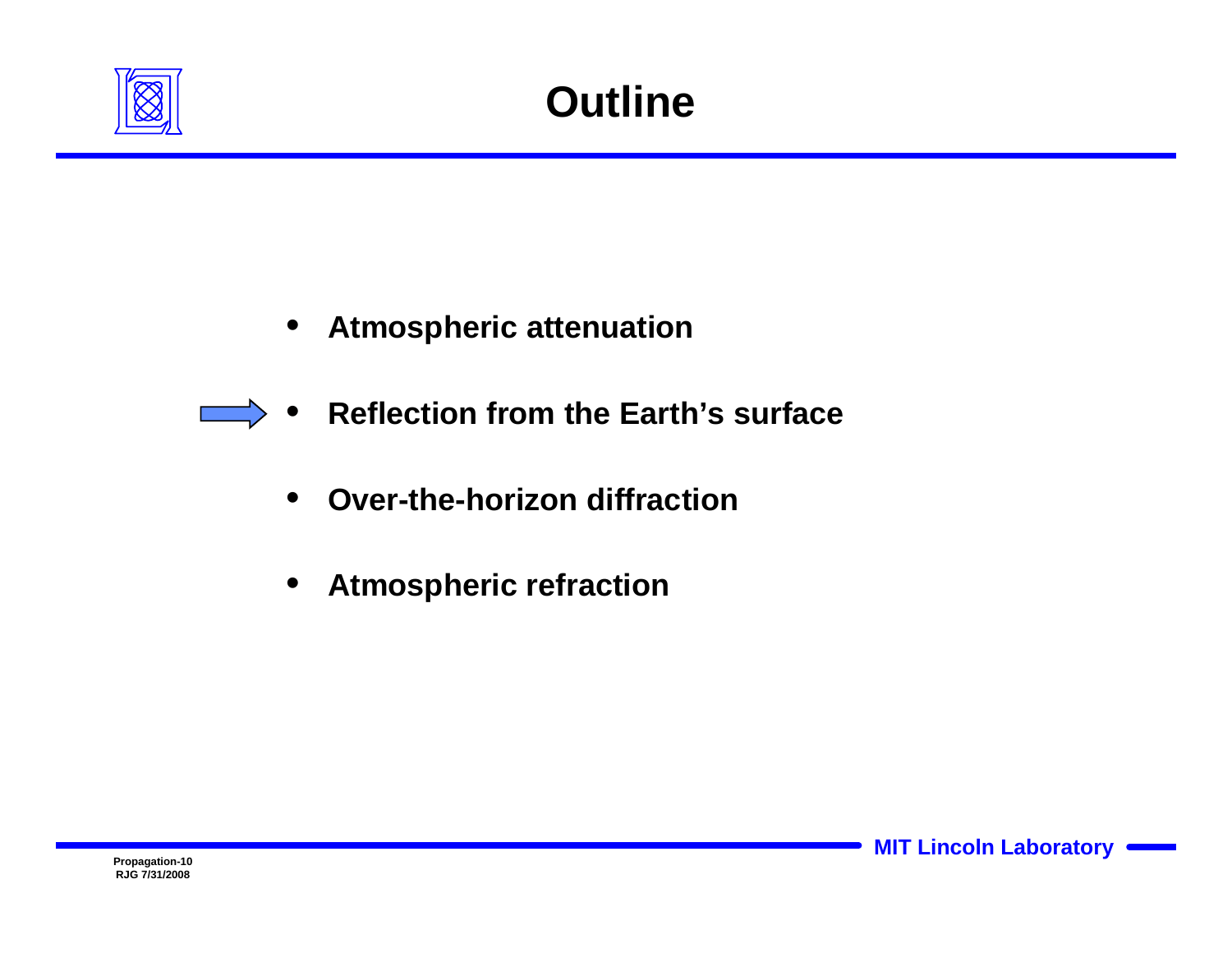# Outline

- Atmospheric attenuation
- Reflection from the Earth's surface
- Over-the-horizon diffraction
- Atmospheric refraction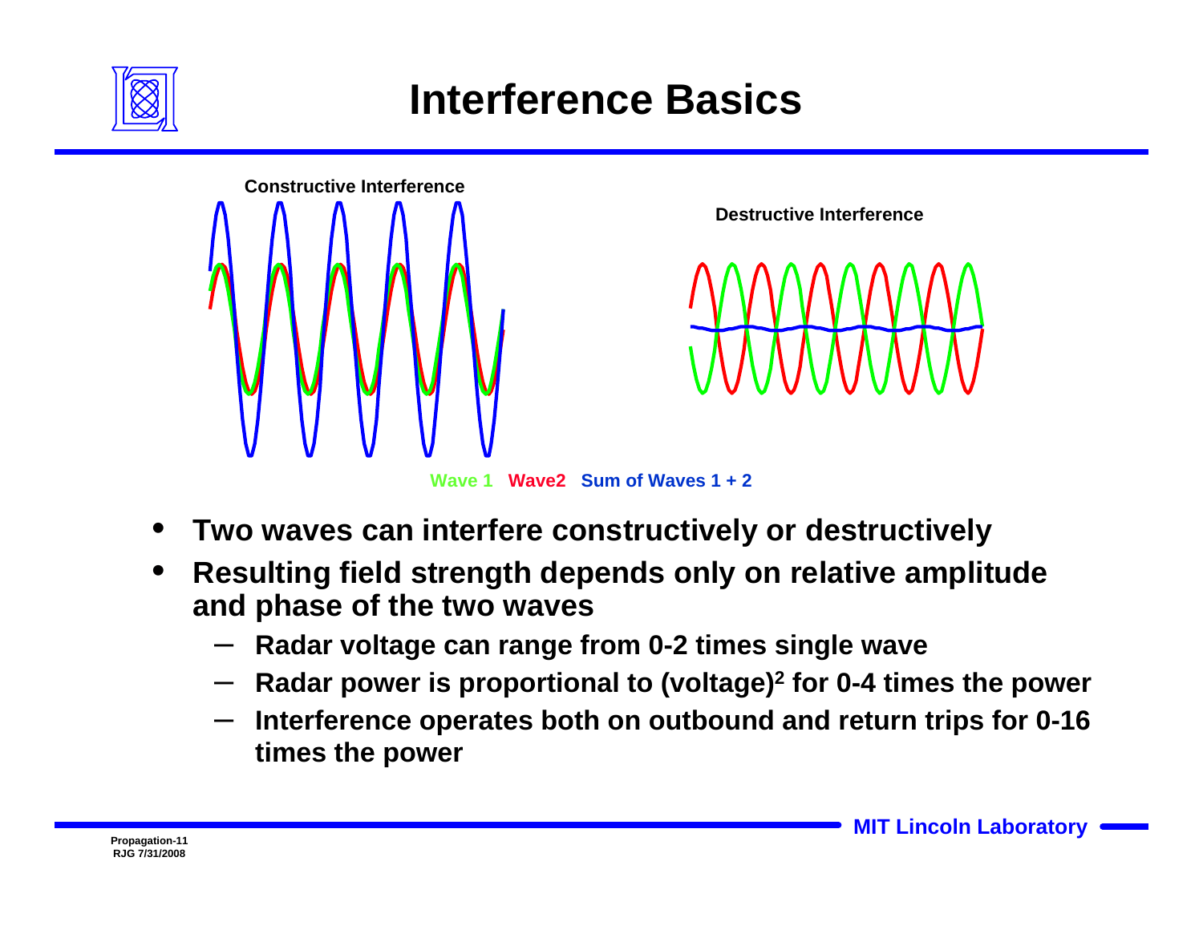# Interference Basics

Constructive Interference

Destructive Interference

Wave 1 Wave2 Sum of Waves 1 + 2

- **Two waves can interfere constructively or destructively**
- **Resulting field strength depends only on relative amplitude and phase of the two waves**
  - **Radar voltage can range from 0-2 times single wave**
  - **Radar power is proportional to (voltage)$^2$ for 0-4 times the power**
  - **Interference operates both on outbound and return trips for 0-16 times the power**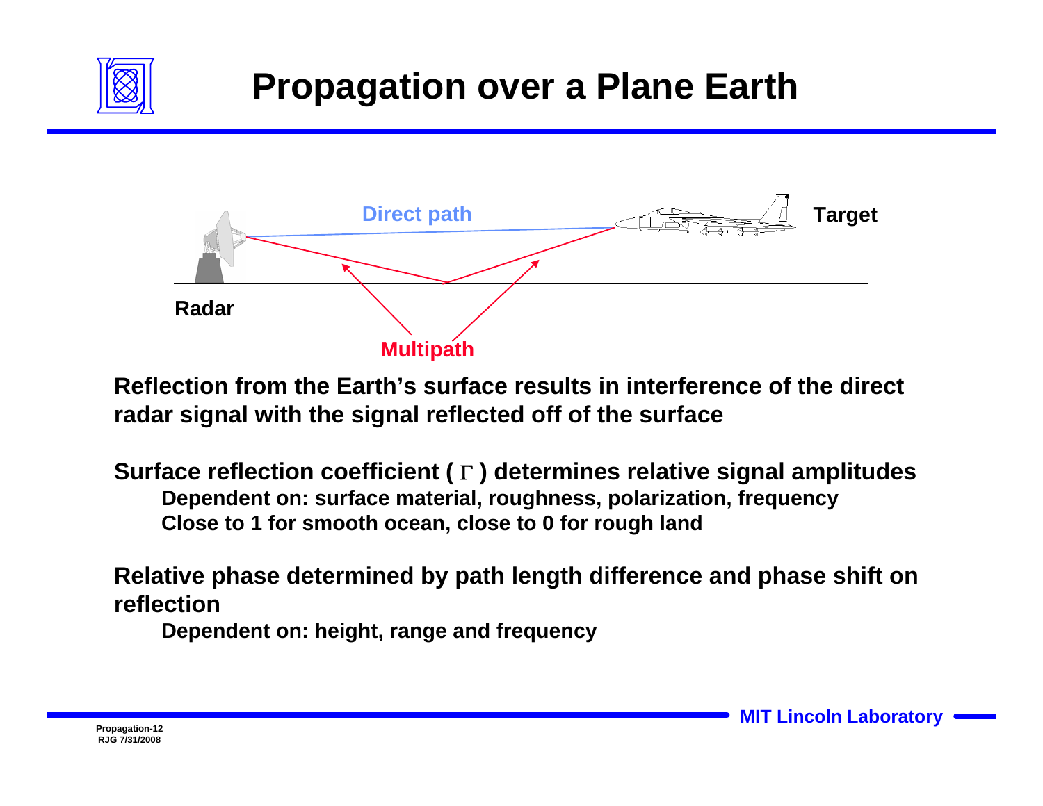# Propagation over a Plane Earth

Direct path

Target

Radar

Multipath

Reflection from the Earth's surface results in interference of the direct radar signal with the signal reflected off of the surface

Surface reflection coefficient ( $\Gamma$ ) determines relative signal amplitudes

- Dependent on: surface material, roughness, polarization, frequency
- Close to 1 for smooth ocean, close to 0 for rough land

Relative phase determined by path length difference and phase shift on reflection

- Dependent on: height, range and frequency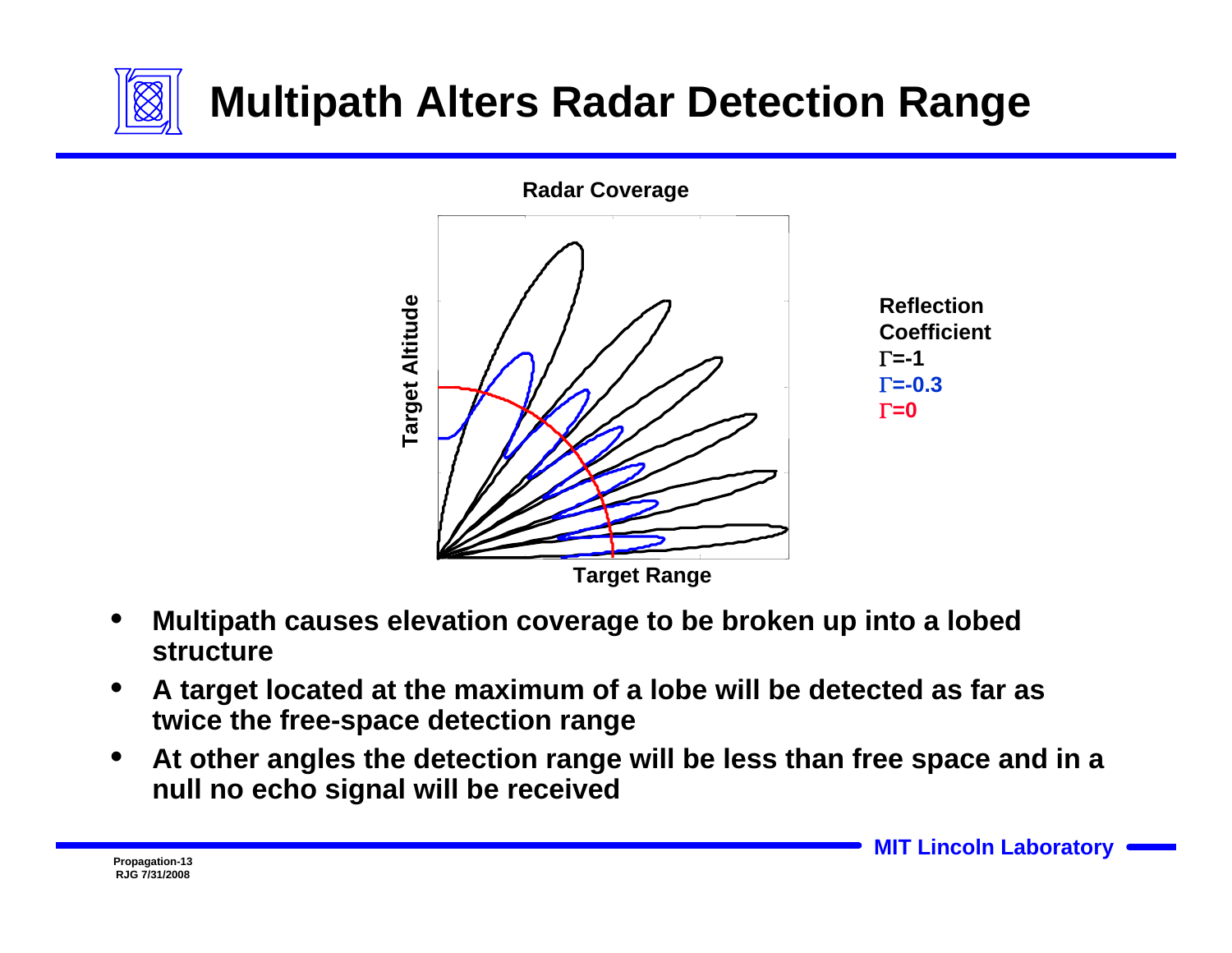# Multipath Alters Radar Detection Range

**Radar Coverage**

Target Altitude

Target Range

**Reflection Coefficient**
**Γ=-1**
**Γ=-0.3**
**Γ=0**

- **Multipath causes elevation coverage to be broken up into a lobed structure**
- **A target located at the maximum of a lobe will be detected as far as twice the free-space detection range**
- **At other angles the detection range will be less than free space and in a null no echo signal will be received**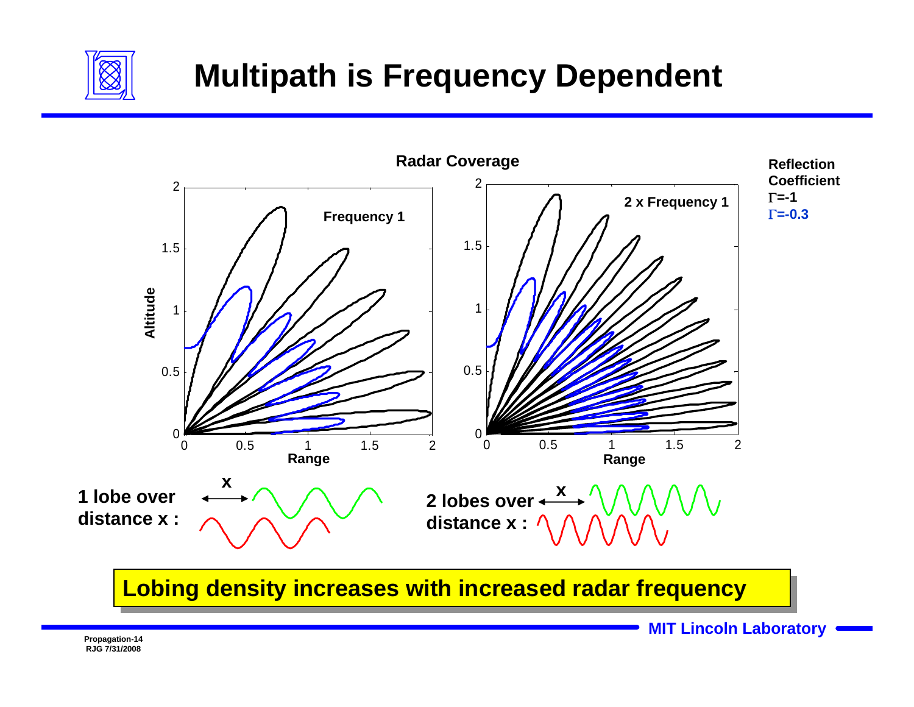# Multipath is Frequency Dependent

**Radar Coverage**

**Reflection Coefficient**
**$\Gamma$=-1**
**$\Gamma$=-0.3**

**Frequency 1**

**2 x Frequency 1**

Altitude

Range

**1 lobe over distance x :**

**2 lobes over distance x :**

**Lobing density increases with increased radar frequency**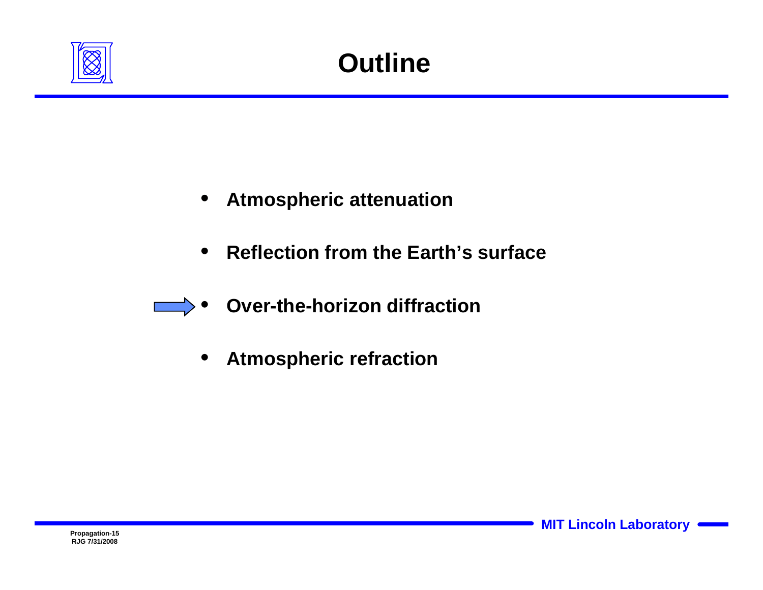# Outline

- Atmospheric attenuation
- Reflection from the Earth's surface
- ➡ Over-the-horizon diffraction
- Atmospheric refraction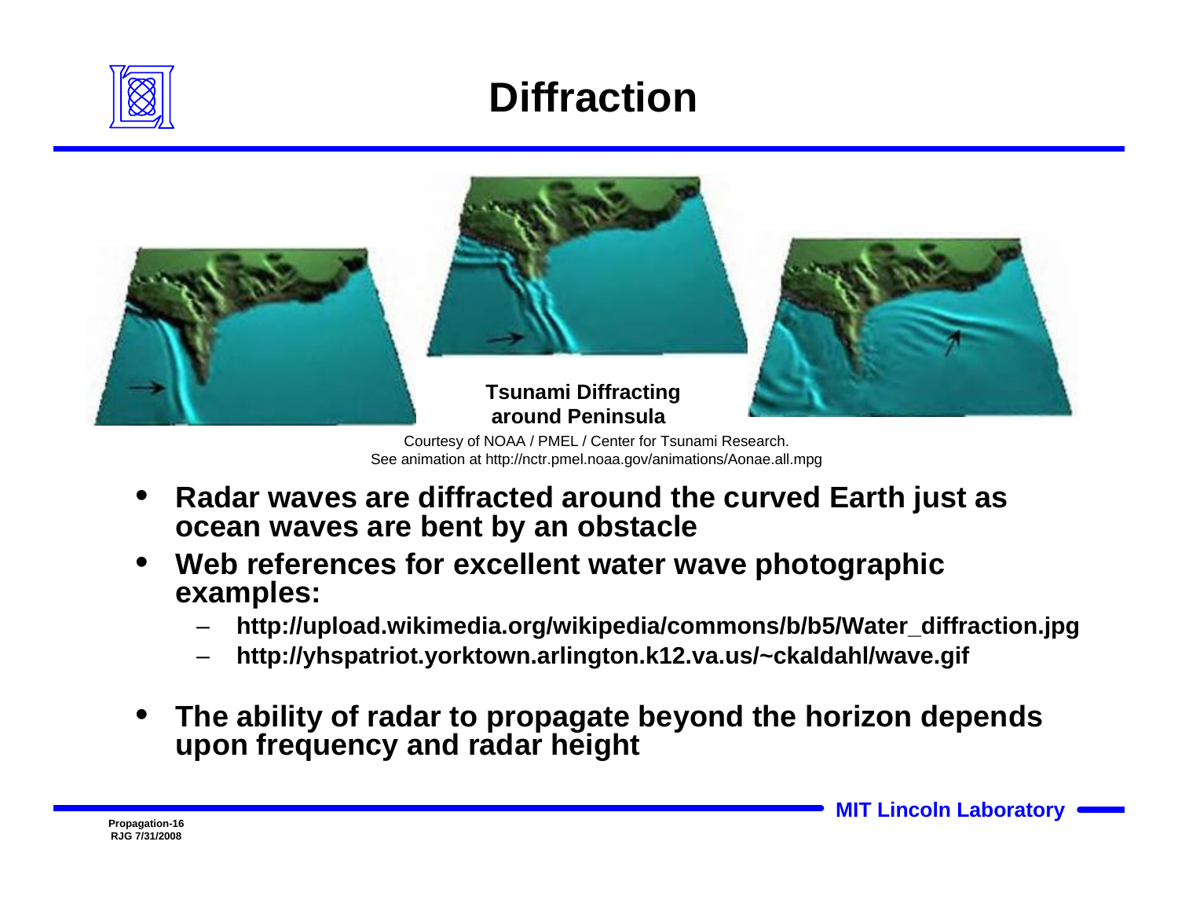# Diffraction

**Tsunami Diffracting around Peninsula**

Courtesy of NOAA / PMEL / Center for Tsunami Research.
See animation at http://nctr.pmel.noaa.gov/animations/Aonae.all.mpg

- **Radar waves are diffracted around the curved Earth just as ocean waves are bent by an obstacle**
- **Web references for excellent water wave photographic examples:**
  - **http://upload.wikimedia.org/wikipedia/commons/b/b5/Water_diffraction.jpg**
  - **http://yhspatriot.yorktown.arlington.k12.va.us/~ckaldahl/wave.gif**
- **The ability of radar to propagate beyond the horizon depends upon frequency and radar height**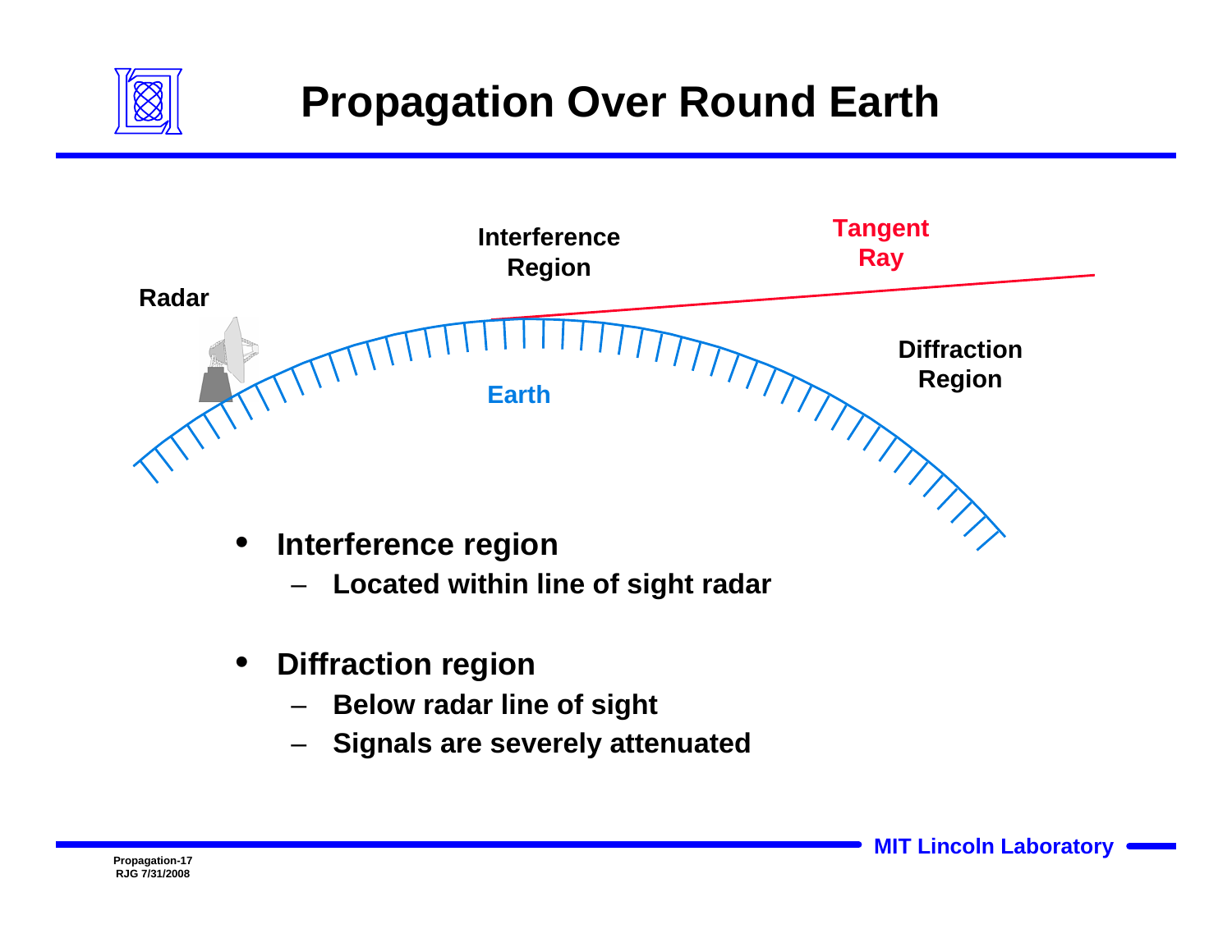# Propagation Over Round Earth

Interference Region

Tangent Ray

Radar

Diffraction Region

Earth

- **Interference region**
  - Located within line of sight radar
- **Diffraction region**
  - Below radar line of sight
  - Signals are severely attenuated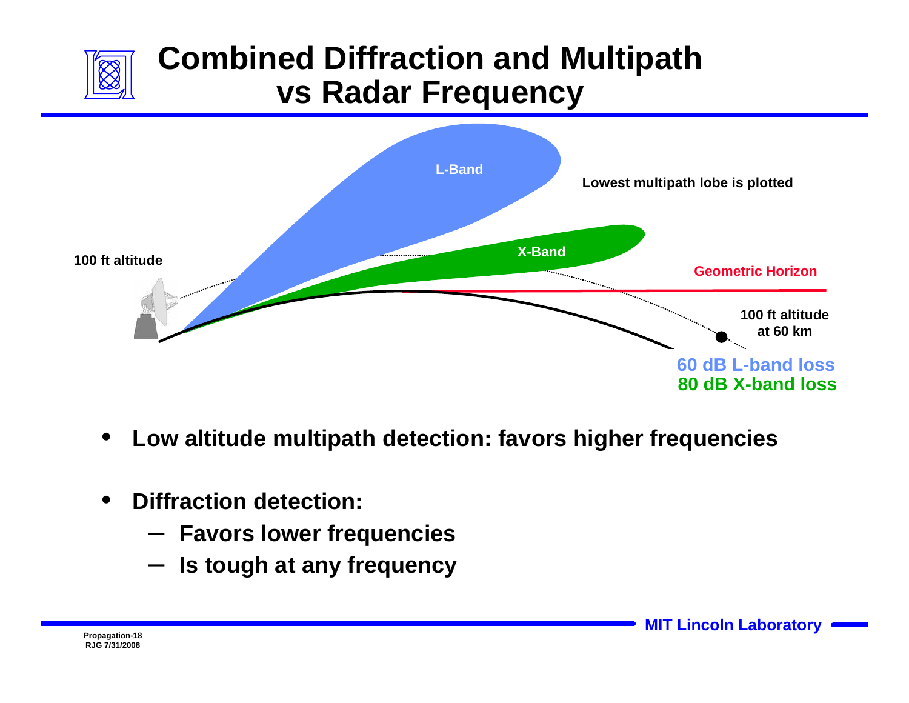# Combined Diffraction and Multipath vs Radar Frequency

L-Band

Lowest multipath lobe is plotted

X-Band

100 ft altitude

Geometric Horizon

100 ft altitude at 60 km

60 dB L-band loss
80 dB X-band loss

- **Low altitude multipath detection: favors higher frequencies**
- **Diffraction detection:**
  - **Favors lower frequencies**
  - **Is tough at any frequency**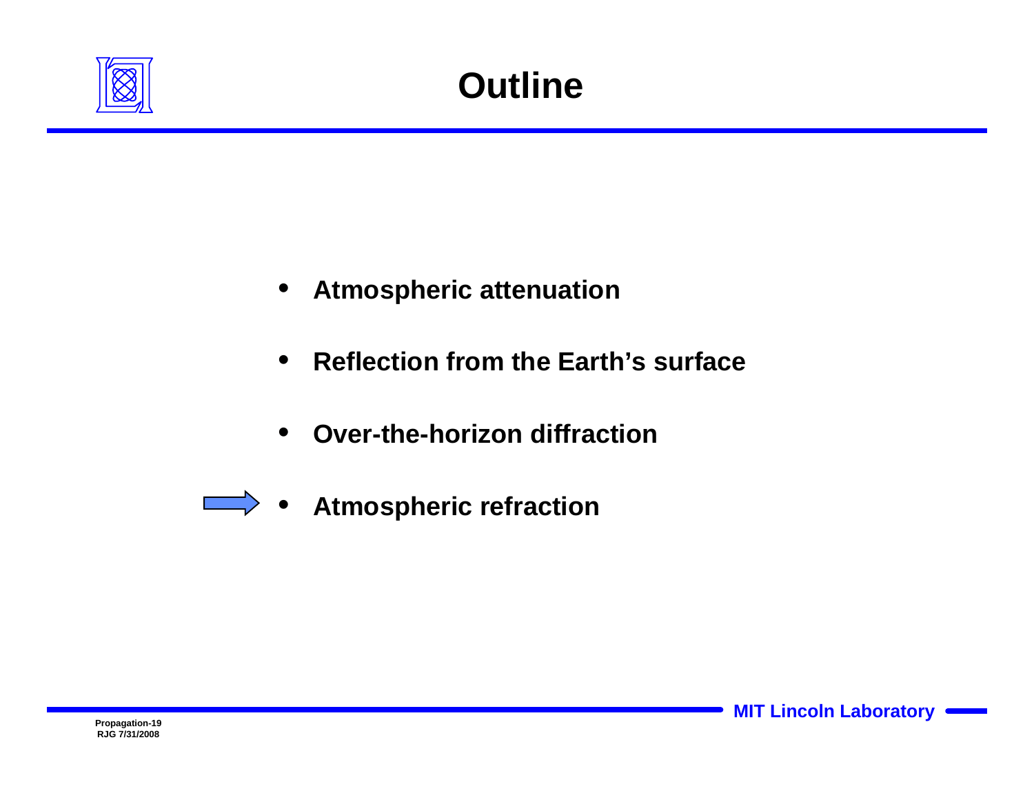# Outline

- Atmospheric attenuation
- Reflection from the Earth's surface
- Over-the-horizon diffraction
- Atmospheric refraction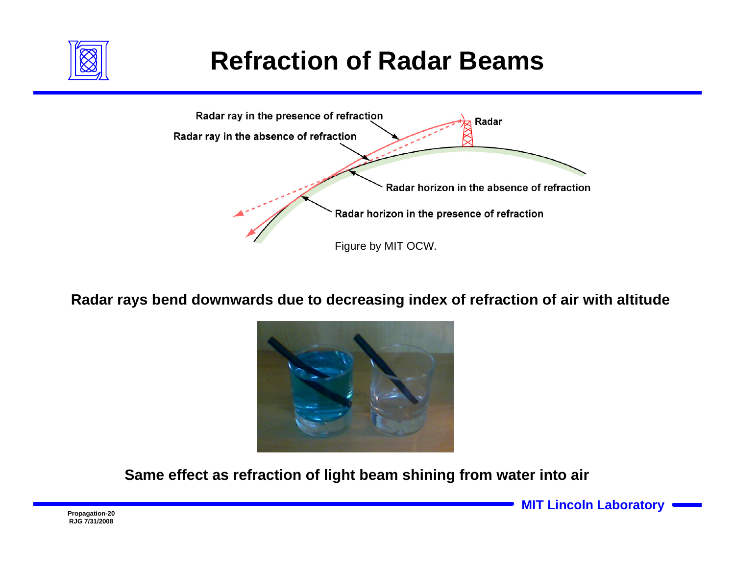# Refraction of Radar Beams

Radar ray in the presence of refraction

Radar ray in the absence of refraction

Radar

Radar horizon in the absence of refraction

Radar horizon in the presence of refraction

Figure by MIT OCW.

**Radar rays bend downwards due to decreasing index of refraction of air with altitude**

**Same effect as refraction of light beam shining from water into air**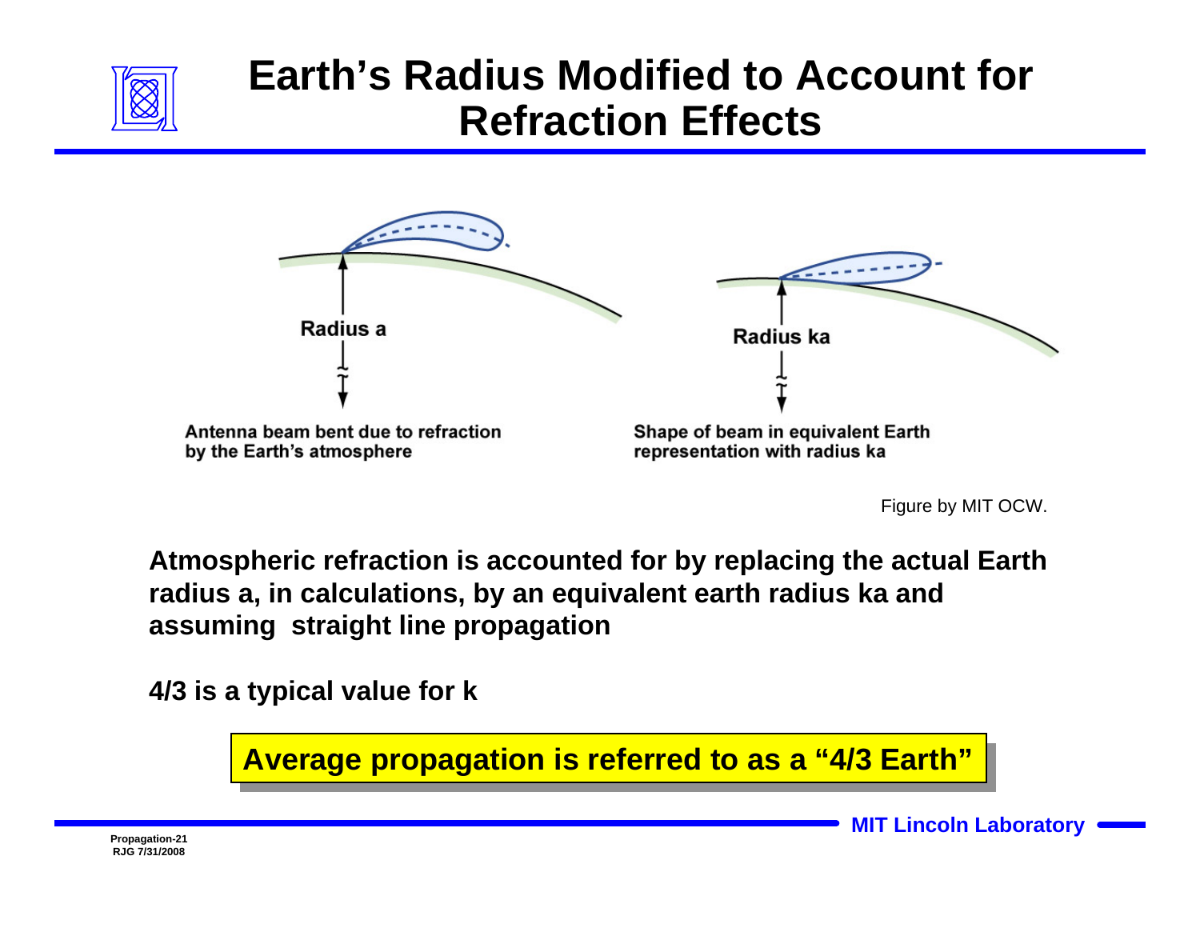# Earth's Radius Modified to Account for Refraction Effects

Radius a

Antenna beam bent due to refraction by the Earth's atmosphere

Radius ka

Shape of beam in equivalent Earth representation with radius ka

Figure by MIT OCW.

**Atmospheric refraction is accounted for by replacing the actual Earth radius a, in calculations, by an equivalent earth radius ka and assuming straight line propagation**

**4/3 is a typical value for k**

**Average propagation is referred to as a "4/3 Earth"**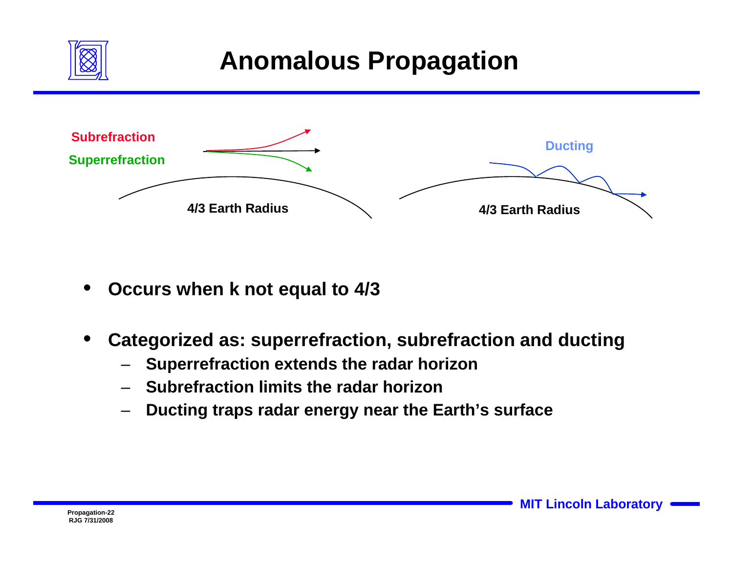# Anomalous Propagation

Subrefraction

Superrefraction

4/3 Earth Radius

Ducting

4/3 Earth Radius

- **Occurs when k not equal to 4/3**
- **Categorized as: superrefraction, subrefraction and ducting**
  - **Superrefraction extends the radar horizon**
  - **Subrefraction limits the radar horizon**
  - **Ducting traps radar energy near the Earth's surface**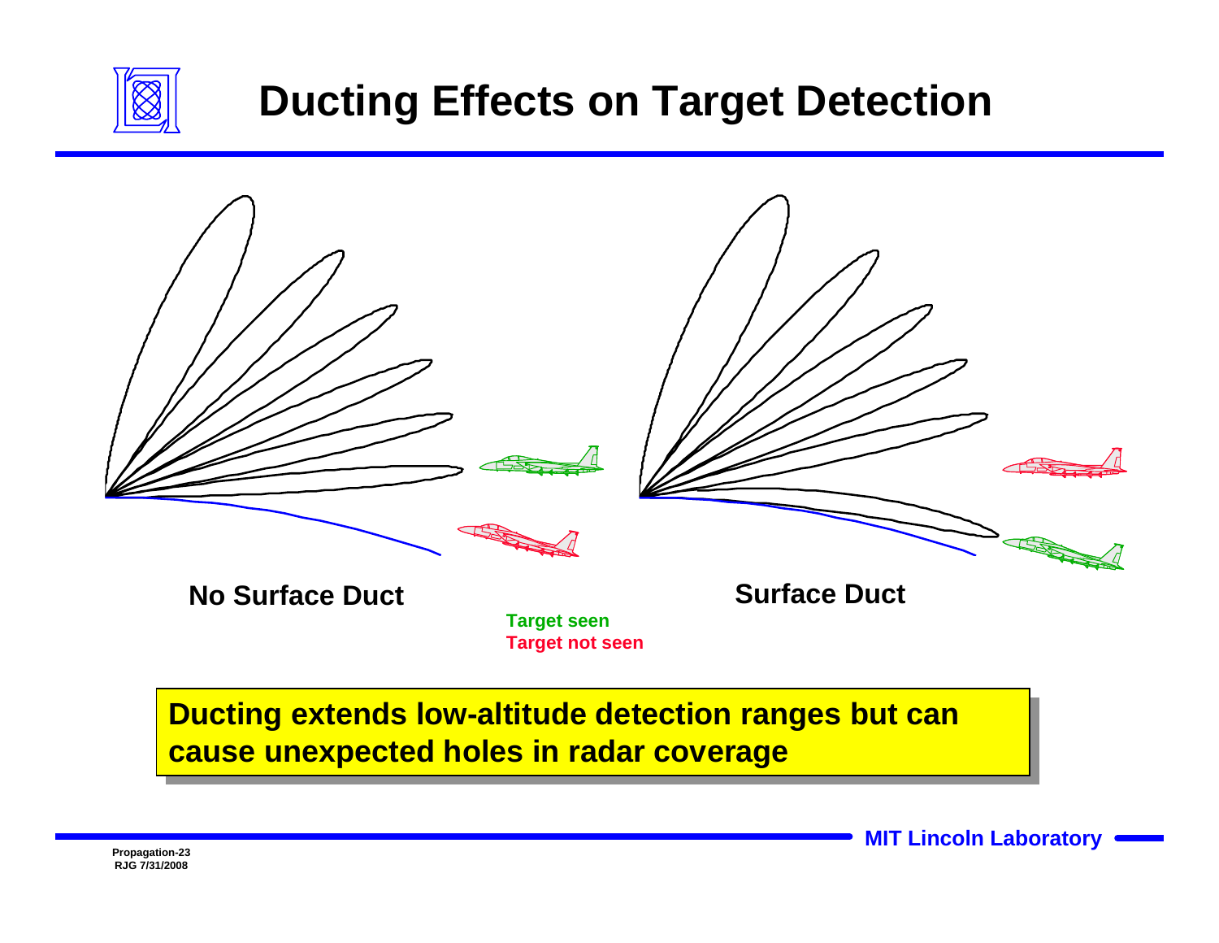# Ducting Effects on Target Detection

No Surface Duct

Surface Duct

Target seen
Target not seen

**Ducting extends low-altitude detection ranges but can cause unexpected holes in radar coverage**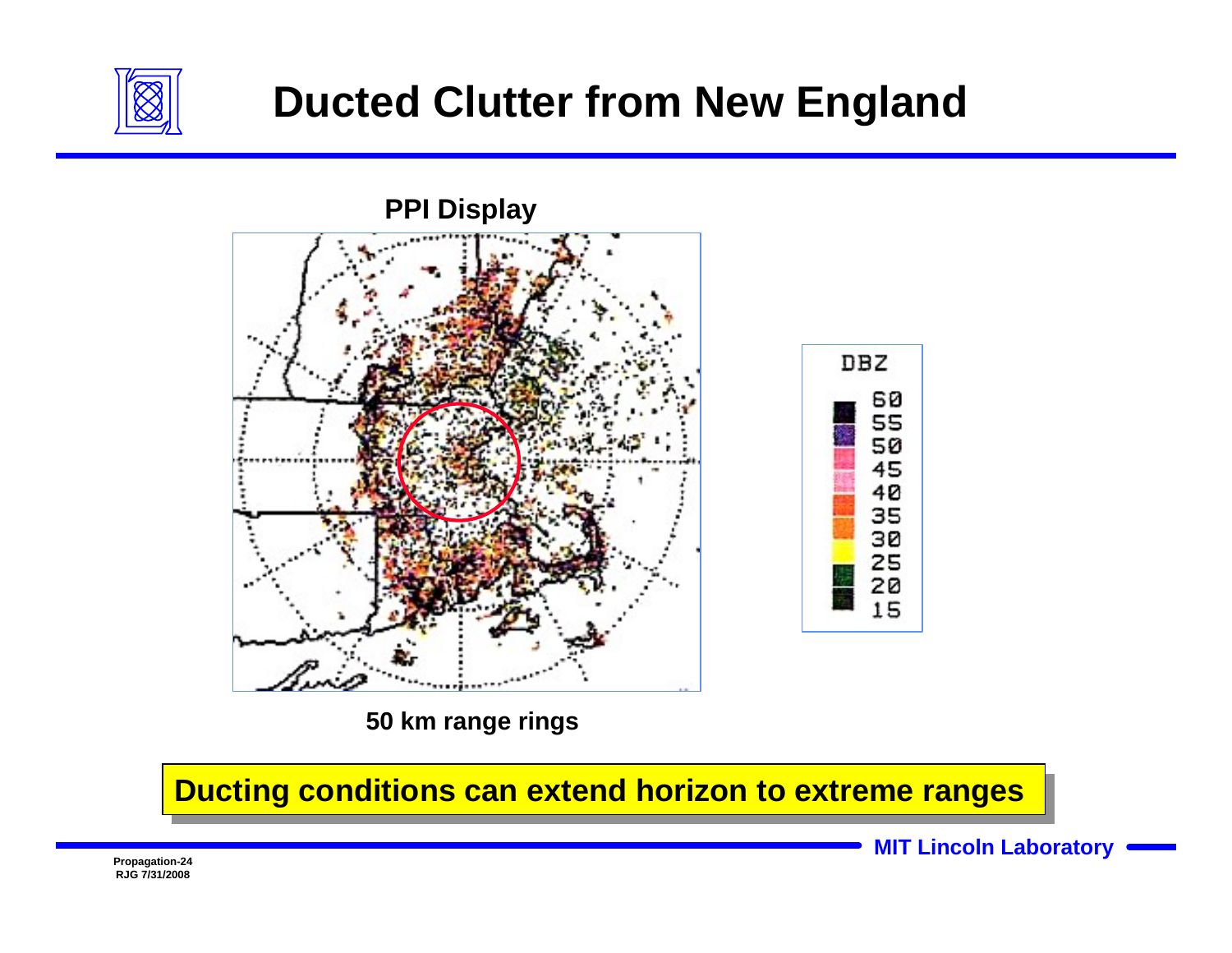# Ducted Clutter from New England

**PPI Display**

DBZ

60
55
50
45
40
35
30
25
20
15

**50 km range rings**

**Ducting conditions can extend horizon to extreme ranges**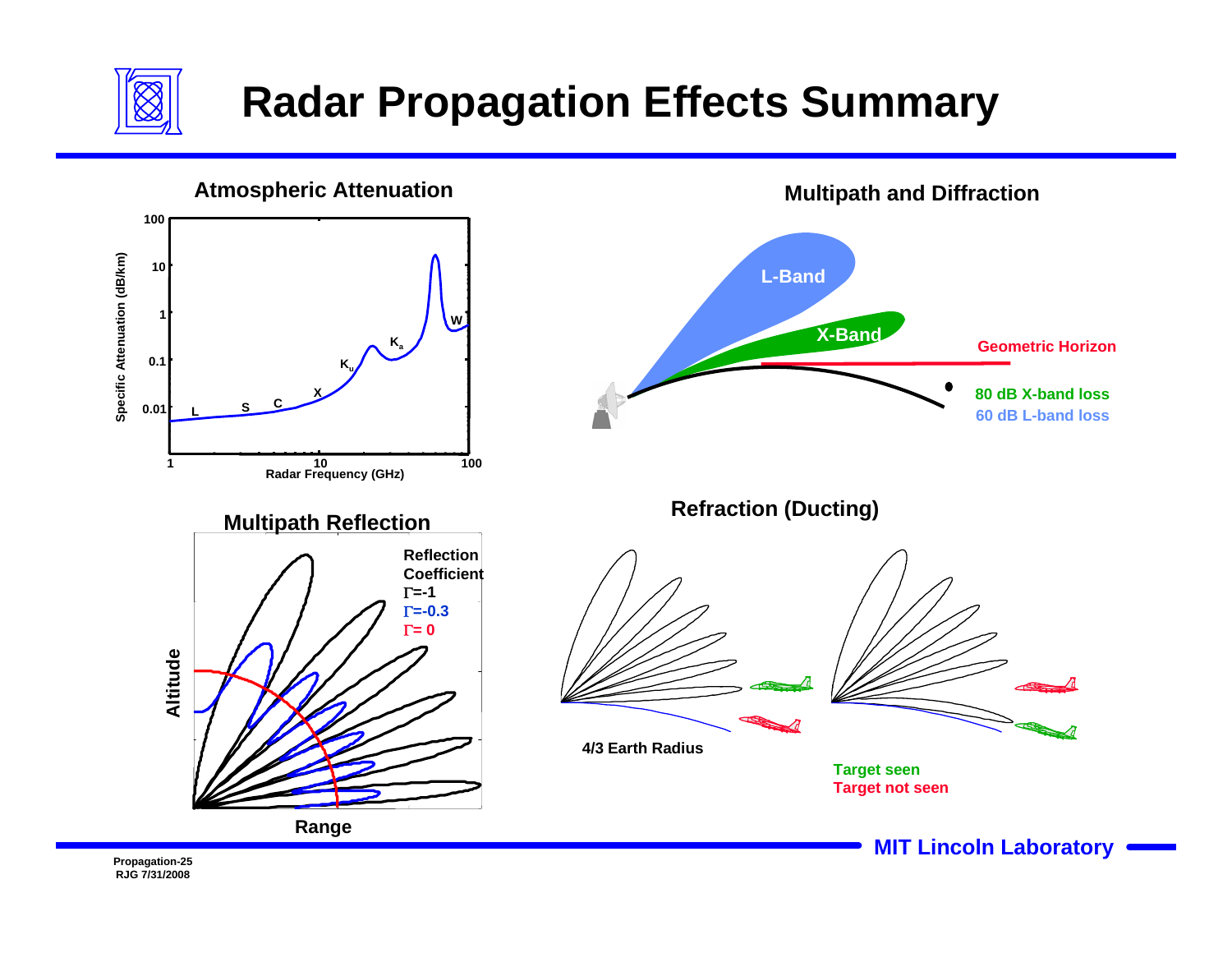# Radar Propagation Effects Summary

## Atmospheric Attenuation

Specific Attenuation (dB/km) vs. Radar Frequency (GHz)

- Y-axis: 0.01, 0.1, 1, 10, 100
- X-axis: 1, 10, 100
- Bands: L, S, C, X, $K_u$, $K_a$, W

## Multipath and Diffraction

- L-Band
- X-Band
- Geometric Horizon
- 80 dB X-band loss
- 60 dB L-band loss

## Multipath Reflection

Altitude vs. Range

Reflection Coefficient
- $\Gamma$=-1
- $\Gamma$=-0.3
- $\Gamma$= 0

## Refraction (Ducting)

4/3 Earth Radius

- Target seen
- Target not seen

MIT Lincoln Laboratory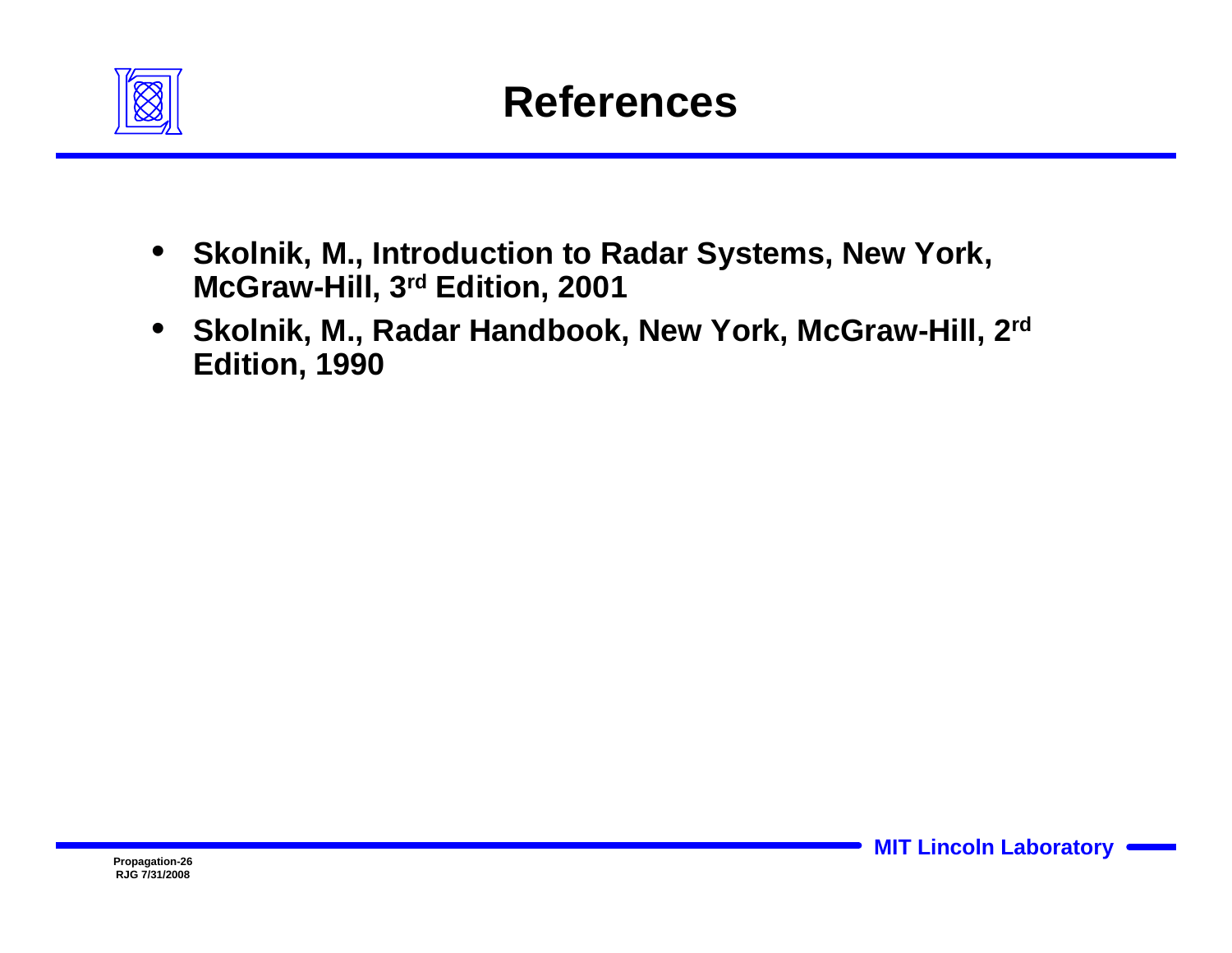# References

- Skolnik, M., Introduction to Radar Systems, New York, McGraw-Hill, 3rd Edition, 2001
- Skolnik, M., Radar Handbook, New York, McGraw-Hill, 2rd Edition, 1990